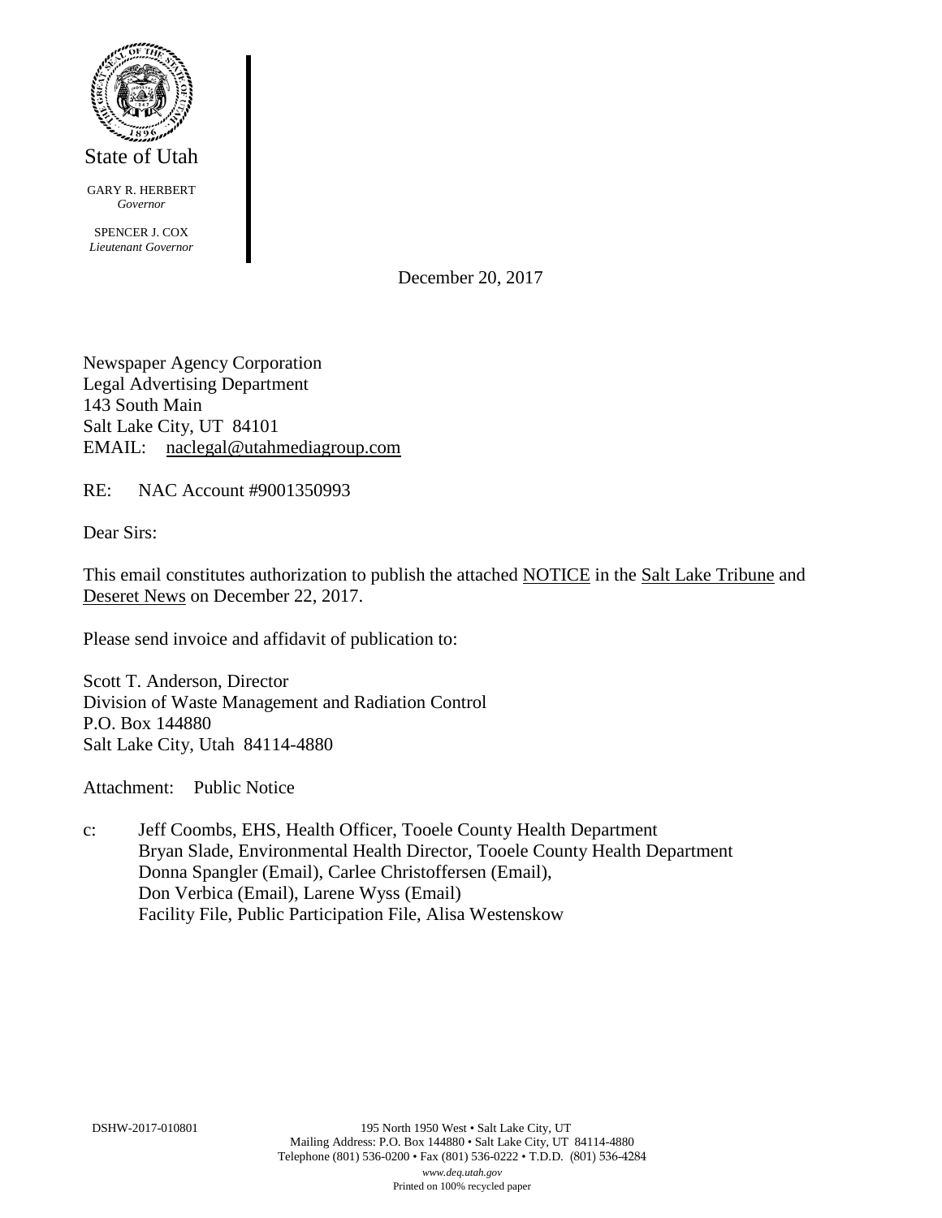State of Utah

GARY R. HERBERT
*Governor*

SPENCER J. COX
*Lieutenant Governor*

December 20, 2017

Newspaper Agency Corporation
Legal Advertising Department
143 South Main
Salt Lake City, UT 84101
EMAIL: naclegal@utahmediagroup.com

RE: NAC Account #9001350993

Dear Sirs:

This email constitutes authorization to publish the attached NOTICE in the Salt Lake Tribune and Deseret News on December 22, 2017.

Please send invoice and affidavit of publication to:

Scott T. Anderson, Director
Division of Waste Management and Radiation Control
P.O. Box 144880
Salt Lake City, Utah 84114-4880

Attachment: Public Notice

c: Jeff Coombs, EHS, Health Officer, Tooele County Health Department
Bryan Slade, Environmental Health Director, Tooele County Health Department
Donna Spangler (Email), Carlee Christoffersen (Email),
Don Verbica (Email), Larene Wyss (Email)
Facility File, Public Participation File, Alisa Westenskow

DSHW-2017-010801

195 North 1950 West • Salt Lake City, UT
Mailing Address: P.O. Box 144880 • Salt Lake City, UT 84114-4880
Telephone (801) 536-0200 • Fax (801) 536-0222 • T.D.D. (801) 536-4284
*www.deq.utah.gov*
Printed on 100% recycled paper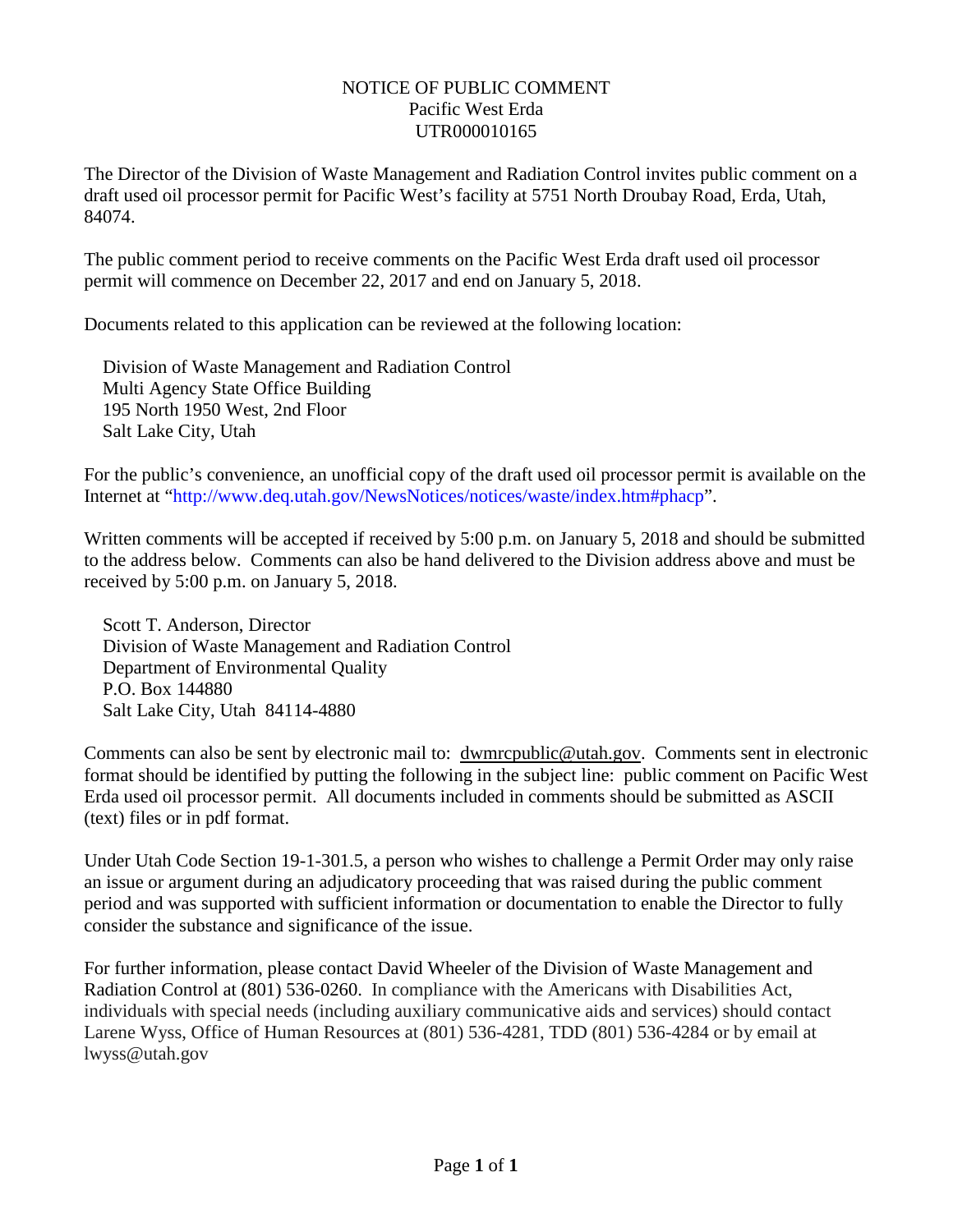# NOTICE OF PUBLIC COMMENT

## Pacific West Erda

## UTR000010165

The Director of the Division of Waste Management and Radiation Control invites public comment on a draft used oil processor permit for Pacific West's facility at 5751 North Droubay Road, Erda, Utah, 84074.

The public comment period to receive comments on the Pacific West Erda draft used oil processor permit will commence on December 22, 2017 and end on January 5, 2018.

Documents related to this application can be reviewed at the following location:

Division of Waste Management and Radiation Control
Multi Agency State Office Building
195 North 1950 West, 2nd Floor
Salt Lake City, Utah

For the public's convenience, an unofficial copy of the draft used oil processor permit is available on the Internet at "http://www.deq.utah.gov/NewsNotices/notices/waste/index.htm#phacp".

Written comments will be accepted if received by 5:00 p.m. on January 5, 2018 and should be submitted to the address below. Comments can also be hand delivered to the Division address above and must be received by 5:00 p.m. on January 5, 2018.

Scott T. Anderson, Director
Division of Waste Management and Radiation Control
Department of Environmental Quality
P.O. Box 144880
Salt Lake City, Utah 84114-4880

Comments can also be sent by electronic mail to: dwmrcpublic@utah.gov. Comments sent in electronic format should be identified by putting the following in the subject line: public comment on Pacific West Erda used oil processor permit. All documents included in comments should be submitted as ASCII (text) files or in pdf format.

Under Utah Code Section 19-1-301.5, a person who wishes to challenge a Permit Order may only raise an issue or argument during an adjudicatory proceeding that was raised during the public comment period and was supported with sufficient information or documentation to enable the Director to fully consider the substance and significance of the issue.

For further information, please contact David Wheeler of the Division of Waste Management and Radiation Control at (801) 536-0260. In compliance with the Americans with Disabilities Act, individuals with special needs (including auxiliary communicative aids and services) should contact Larene Wyss, Office of Human Resources at (801) 536-4281, TDD (801) 536-4284 or by email at lwyss@utah.gov